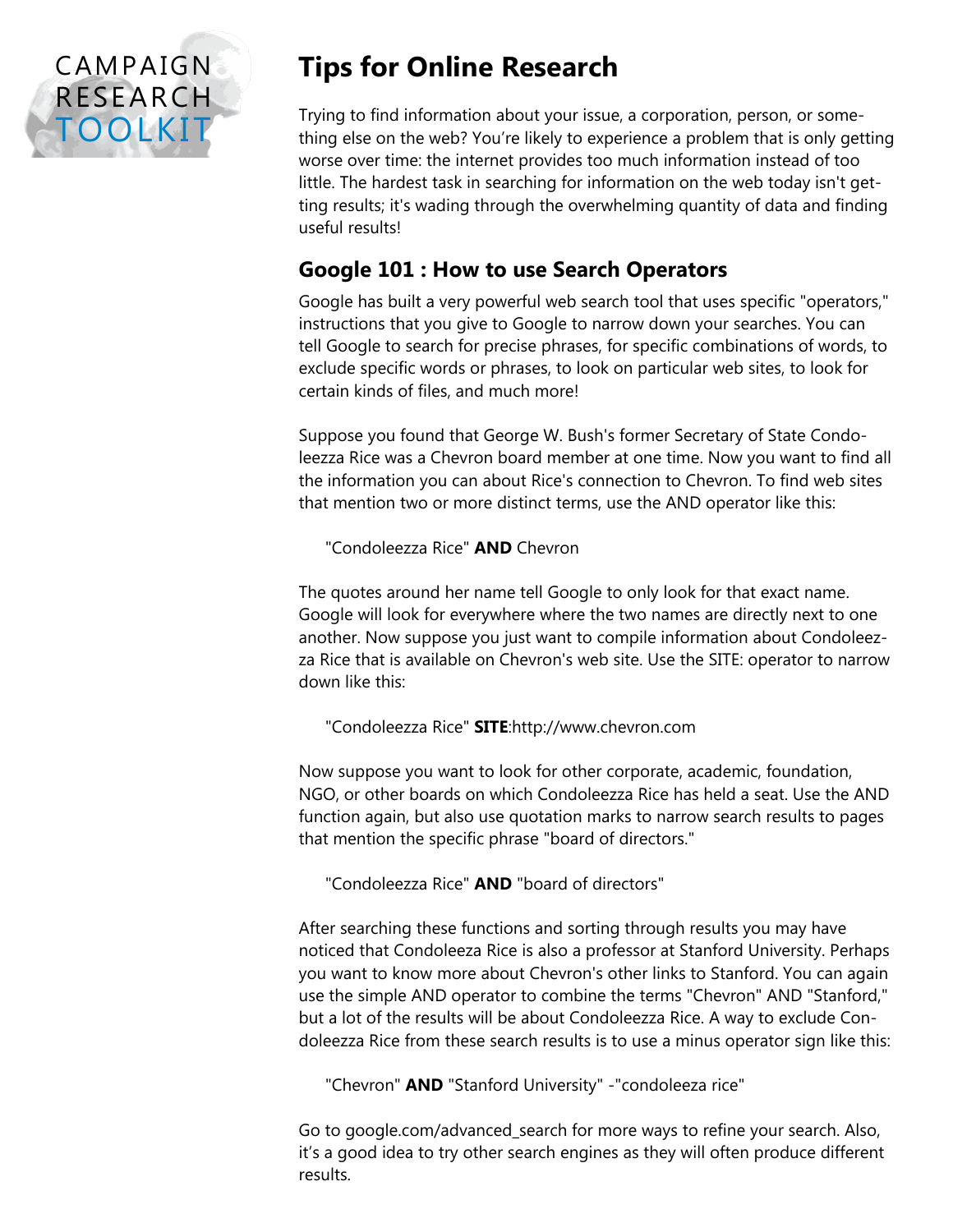CAMPAIGN RESEARCH TOOLKIT

# Tips for Online Research

Trying to find information about your issue, a corporation, person, or something else on the web? You're likely to experience a problem that is only getting worse over time: the internet provides too much information instead of too little. The hardest task in searching for information on the web today isn't getting results; it's wading through the overwhelming quantity of data and finding useful results!

## Google 101 : How to use Search Operators

Google has built a very powerful web search tool that uses specific "operators," instructions that you give to Google to narrow down your searches. You can tell Google to search for precise phrases, for specific combinations of words, to exclude specific words or phrases, to look on particular web sites, to look for certain kinds of files, and much more!

Suppose you found that George W. Bush's former Secretary of State Condoleezza Rice was a Chevron board member at one time. Now you want to find all the information you can about Rice's connection to Chevron. To find web sites that mention two or more distinct terms, use the AND operator like this:

> "Condoleezza Rice" **AND** Chevron

The quotes around her name tell Google to only look for that exact name. Google will look for everywhere where the two names are directly next to one another. Now suppose you just want to compile information about Condoleezza Rice that is available on Chevron's web site. Use the SITE: operator to narrow down like this:

> "Condoleezza Rice" **SITE**:http://www.chevron.com

Now suppose you want to look for other corporate, academic, foundation, NGO, or other boards on which Condoleezza Rice has held a seat. Use the AND function again, but also use quotation marks to narrow search results to pages that mention the specific phrase "board of directors."

> "Condoleezza Rice" **AND** "board of directors"

After searching these functions and sorting through results you may have noticed that Condoleeza Rice is also a professor at Stanford University. Perhaps you want to know more about Chevron's other links to Stanford. You can again use the simple AND operator to combine the terms "Chevron" AND "Stanford," but a lot of the results will be about Condoleezza Rice. A way to exclude Condoleezza Rice from these search results is to use a minus operator sign like this:

> "Chevron" **AND** "Stanford University" -"condoleeza rice"

Go to google.com/advanced_search for more ways to refine your search. Also, it's a good idea to try other search engines as they will often produce different results.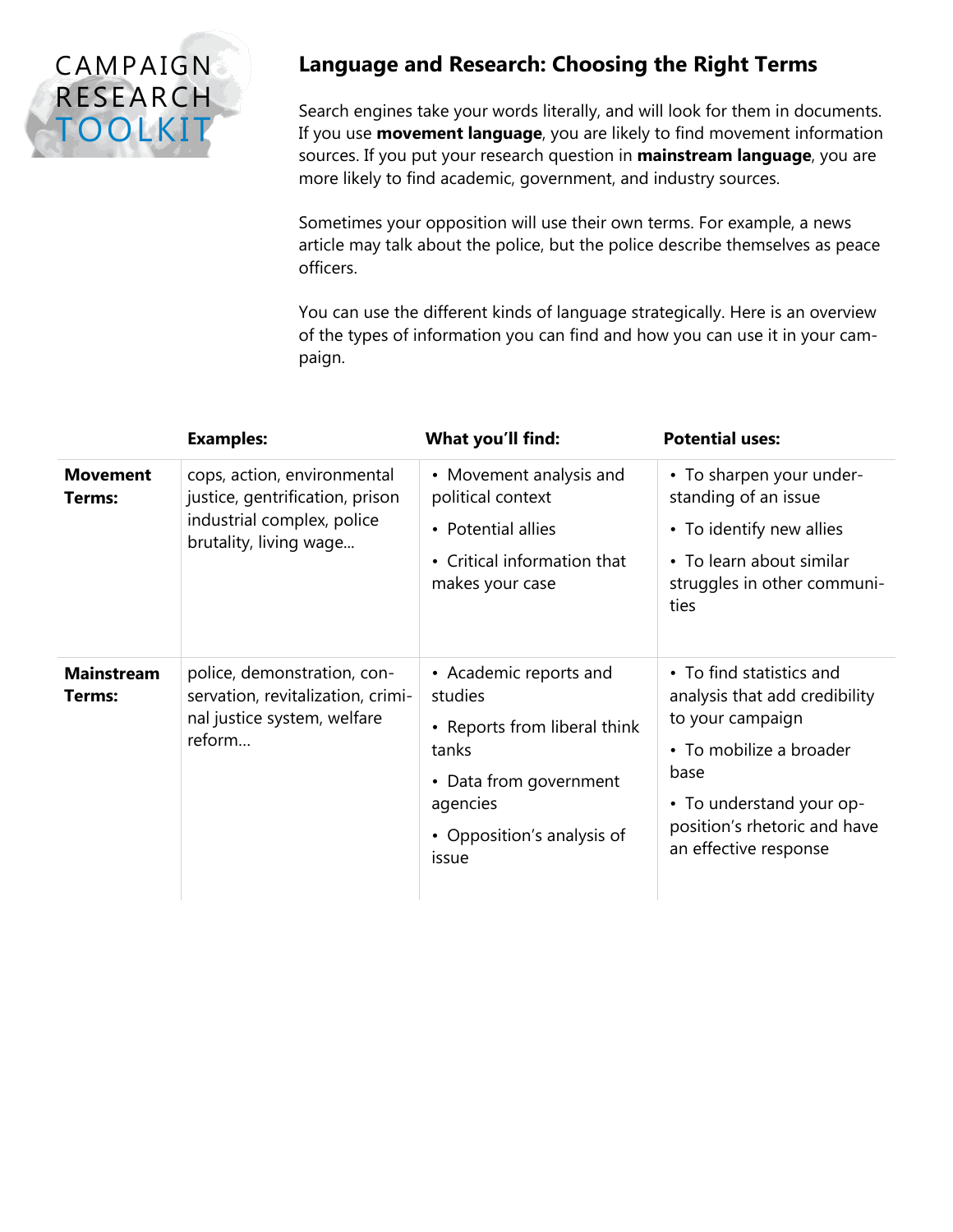CAMPAIGN RESEARCH TOOLKIT

## Language and Research: Choosing the Right Terms

Search engines take your words literally, and will look for them in documents. If you use **movement language**, you are likely to find movement information sources. If you put your research question in **mainstream language**, you are more likely to find academic, government, and industry sources.

Sometimes your opposition will use their own terms. For example, a news article may talk about the police, but the police describe themselves as peace officers.

You can use the different kinds of language strategically. Here is an overview of the types of information you can find and how you can use it in your campaign.

| | Examples: | What you'll find: | Potential uses: |
|---|---|---|---|
| **Movement Terms:** | cops, action, environmental justice, gentrification, prison industrial complex, police brutality, living wage... | • Movement analysis and political context<br>• Potential allies<br>• Critical information that makes your case | • To sharpen your understanding of an issue<br>• To identify new allies<br>• To learn about similar struggles in other communities |
| **Mainstream Terms:** | police, demonstration, conservation, revitalization, criminal justice system, welfare reform... | • Academic reports and studies<br>• Reports from liberal think tanks<br>• Data from government agencies<br>• Opposition's analysis of issue | • To find statistics and analysis that add credibility to your campaign<br>• To mobilize a broader base<br>• To understand your opposition's rhetoric and have an effective response |